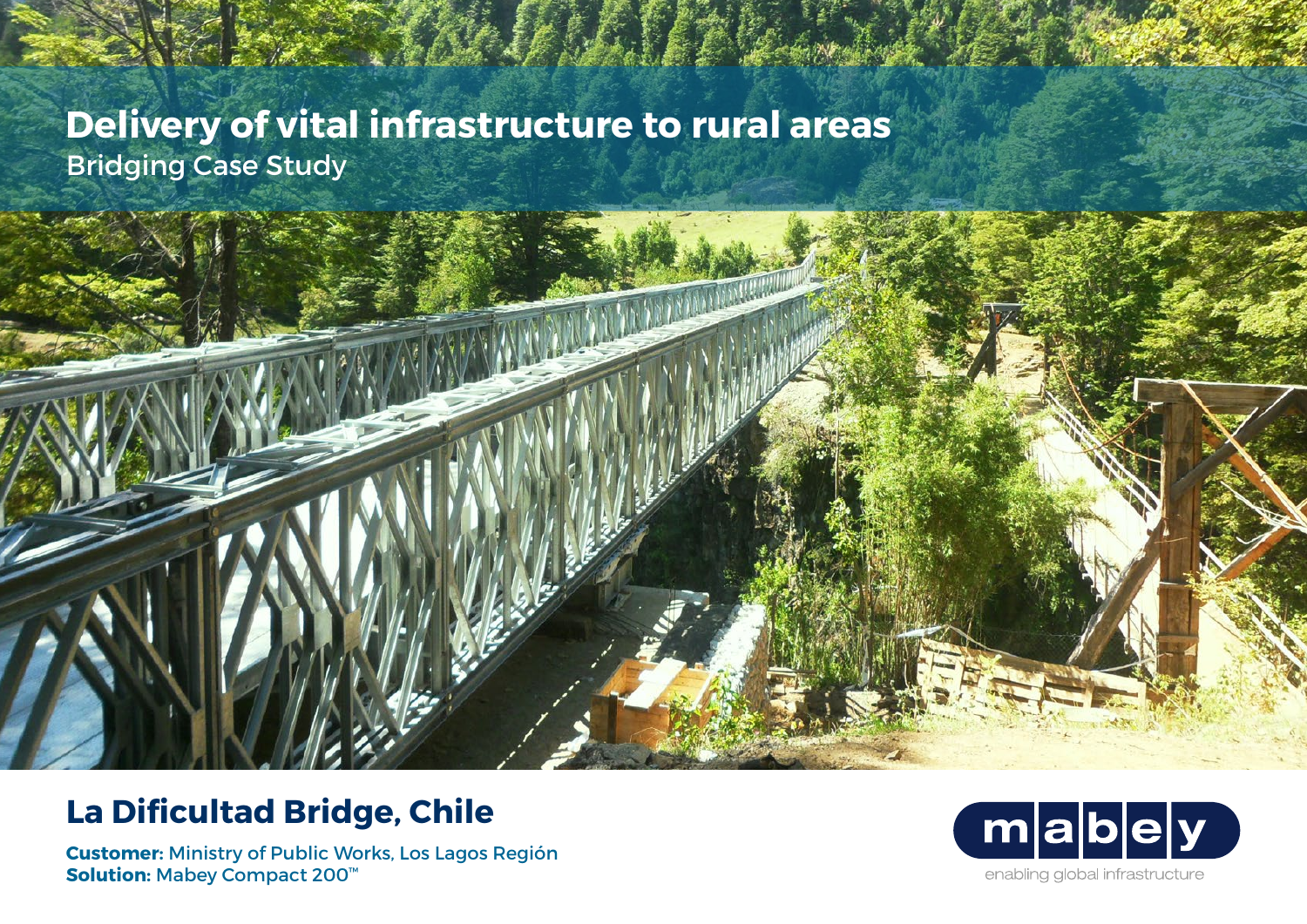# Delivery of vital infrastructure to rural areas

Bridging Case Study

## La Dificultad Bridge, Chile

**Customer:** Ministry of Public Works, Los Lagos Región
**Solution:** Mabey Compact 200™

mabey
enabling global infrastructure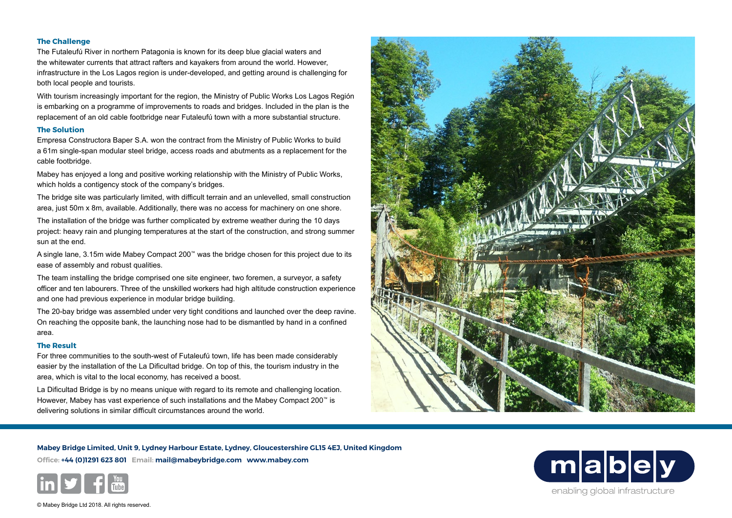### The Challenge

The Futaleufú River in northern Patagonia is known for its deep blue glacial waters and the whitewater currents that attract rafters and kayakers from around the world. However, infrastructure in the Los Lagos region is under-developed, and getting around is challenging for both local people and tourists.

With tourism increasingly important for the region, the Ministry of Public Works Los Lagos Región is embarking on a programme of improvements to roads and bridges. Included in the plan is the replacement of an old cable footbridge near Futaleufú town with a more substantial structure.

### The Solution

Empresa Constructora Baper S.A. won the contract from the Ministry of Public Works to build a 61m single-span modular steel bridge, access roads and abutments as a replacement for the cable footbridge.

Mabey has enjoyed a long and positive working relationship with the Ministry of Public Works, which holds a contigency stock of the company's bridges.

The bridge site was particularly limited, with difficult terrain and an unlevelled, small construction area, just 50m x 8m, available. Additionally, there was no access for machinery on one shore.

The installation of the bridge was further complicated by extreme weather during the 10 days project: heavy rain and plunging temperatures at the start of the construction, and strong summer sun at the end.

A single lane, 3.15m wide Mabey Compact 200™ was the bridge chosen for this project due to its ease of assembly and robust qualities.

The team installing the bridge comprised one site engineer, two foremen, a surveyor, a safety officer and ten labourers. Three of the unskilled workers had high altitude construction experience and one had previous experience in modular bridge building.

The 20-bay bridge was assembled under very tight conditions and launched over the deep ravine. On reaching the opposite bank, the launching nose had to be dismantled by hand in a confined area.

### The Result

For three communities to the south-west of Futaleufú town, life has been made considerably easier by the installation of the La Dificultad bridge. On top of this, the tourism industry in the area, which is vital to the local economy, has received a boost.

La Dificultad Bridge is by no means unique with regard to its remote and challenging location. However, Mabey has vast experience of such installations and the Mabey Compact 200™ is delivering solutions in similar difficult circumstances around the world.

**Mabey Bridge Limited, Unit 9, Lydney Harbour Estate, Lydney, Gloucestershire GL15 4EJ, United Kingdom**

Office: **+44 (0)1291 623 801** Email: **mail@mabeybridge.com** **www.mabey.com**

mabey
enabling global infrastructure

© Mabey Bridge Ltd 2018. All rights reserved.